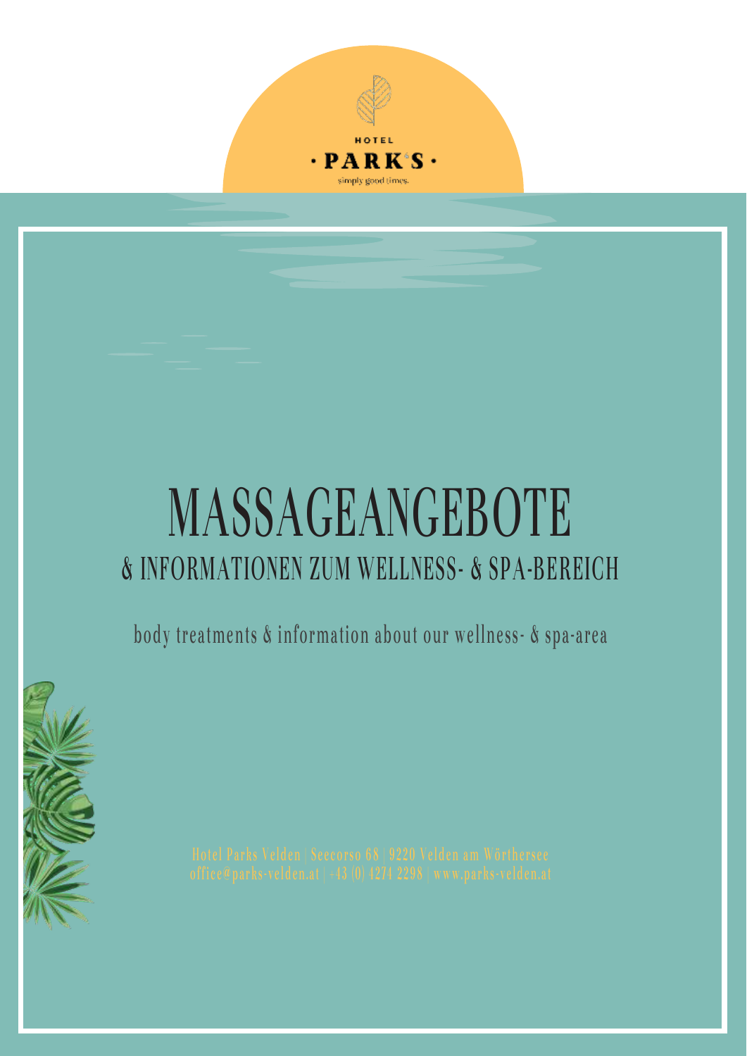HOTEL

· PARK'S ·

simply good times.

# MASSAGEANGEBOTE

## & INFORMATIONEN ZUM WELLNESS- & SPA-BEREICH

body treatments & information about our wellness- & spa-area

Hotel Parks Velden | Seecorso 68 | 9220 Velden am Wörthersee
office@parks-velden.at | +43 (0) 4274 2298 | www.parks-velden.at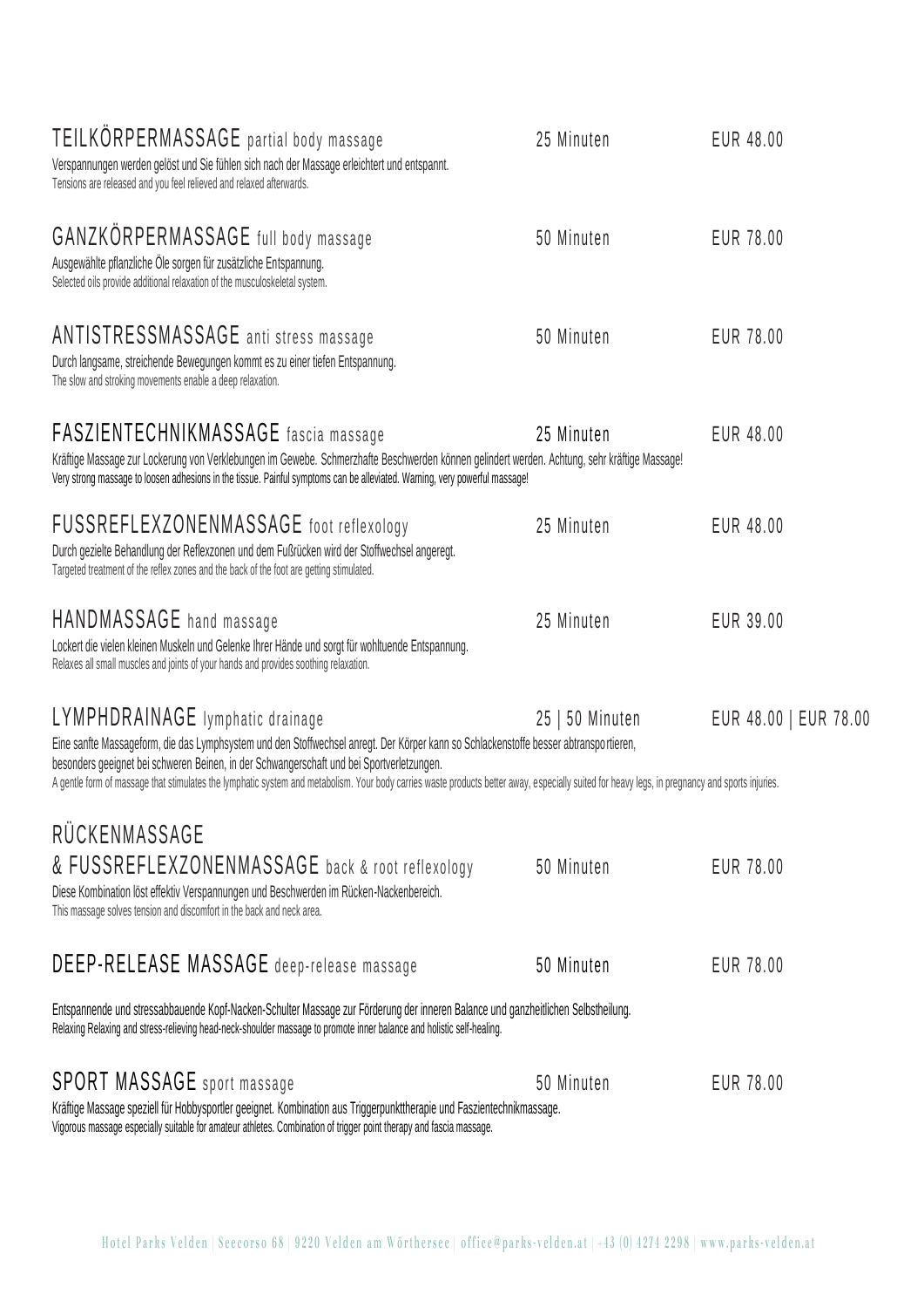## TEILKÖRPERMASSAGE partial body massage

25 Minuten — EUR 48.00

Verspannungen werden gelöst und Sie fühlen sich nach der Massage erleichtert und entspannt.
Tensions are released and you feel relieved and relaxed afterwards.

## GANZKÖRPERMASSAGE full body massage

50 Minuten — EUR 78.00

Ausgewählte pflanzliche Öle sorgen für zusätzliche Entspannung.
Selected oils provide additional relaxation of the musculoskeletal system.

## ANTISTRESSMASSAGE anti stress massage

50 Minuten — EUR 78.00

Durch langsame, streichende Bewegungen kommt es zu einer tiefen Entspannung.
The slow and stroking movements enable a deep relaxation.

## FASZIENTECHNIKMASSAGE fascia massage

25 Minuten — EUR 48.00

Kräftige Massage zur Lockerung von Verklebungen im Gewebe. Schmerzhafte Beschwerden können gelindert werden. Achtung, sehr kräftige Massage!
Very strong massage to loosen adhesions in the tissue. Painful symptoms can be alleviated. Warning, very powerful massage!

## FUSSREFLEXZONENMASSAGE foot reflexology

25 Minuten — EUR 48.00

Durch gezielte Behandlung der Reflexzonen und dem Fußrücken wird der Stoffwechsel angeregt.
Targeted treatment of the reflex zones and the back of the foot are getting stimulated.

## HANDMASSAGE hand massage

25 Minuten — EUR 39.00

Lockert die vielen kleinen Muskeln und Gelenke Ihrer Hände und sorgt für wohltuende Entspannung.
Relaxes all small muscles and joints of your hands and provides soothing relaxation.

## LYMPHDRAINAGE lymphatic drainage

25 | 50 Minuten — EUR 48.00 | EUR 78.00

Eine sanfte Massageform, die das Lymphsystem und den Stoffwechsel anregt. Der Körper kann so Schlackenstoffe besser abtransportieren, besonders geeignet bei schweren Beinen, in der Schwangerschaft und bei Sportverletzungen.
A gentle form of massage that stimulates the lymphatic system and metabolism. Your body carries waste products better away, especially suited for heavy legs, in pregnancy and sports injuries.

## RÜCKENMASSAGE & FUSSREFLEXZONENMASSAGE back & root reflexology

50 Minuten — EUR 78.00

Diese Kombination löst effektiv Verspannungen und Beschwerden im Rücken-Nackenbereich.
This massage solves tension and discomfort in the back and neck area.

## DEEP-RELEASE MASSAGE deep-release massage

50 Minuten — EUR 78.00

Entspannende und stressabbauende Kopf-Nacken-Schulter Massage zur Förderung der inneren Balance und ganzheitlichen Selbstheilung.
Relaxing Relaxing and stress-relieving head-neck-shoulder massage to promote inner balance and holistic self-healing.

## SPORT MASSAGE sport massage

50 Minuten — EUR 78.00

Kräftige Massage speziell für Hobbysportler geeignet. Kombination aus Triggerpunkttherapie und Faszientechnikmassage.
Vigorous massage especially suitable for amateur athletes. Combination of trigger point therapy and fascia massage.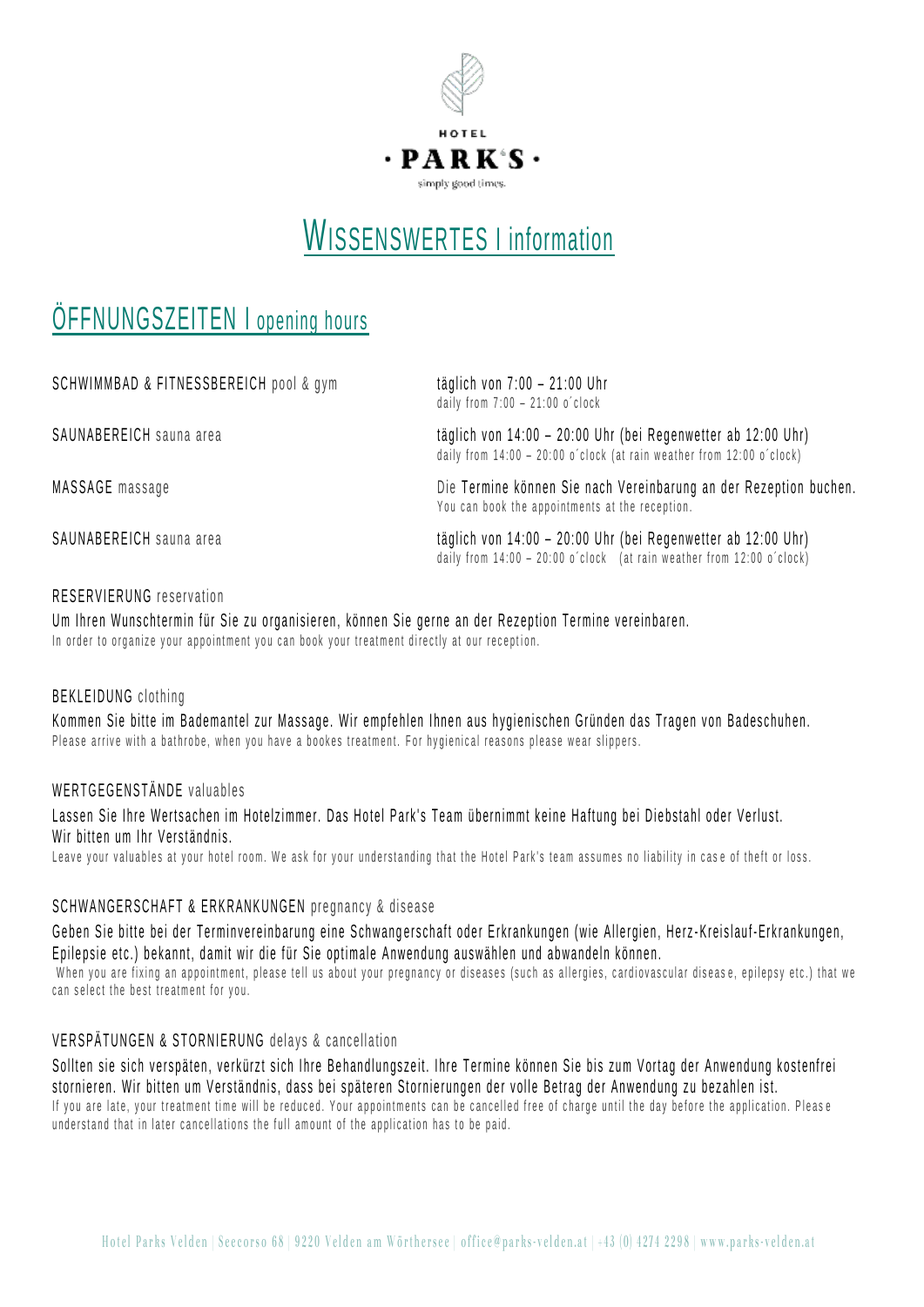HOTEL

· PARK'S ·

simply good times.

# WISSENSWERTES I information

## ÖFFNUNGSZEITEN I opening hours

| | |
|---|---|
| SCHWIMMBAD & FITNESSBEREICH pool & gym | täglich von 7:00 – 21:00 Uhr<br>daily from 7:00 – 21:00 o´clock |
| SAUNABEREICH sauna area | täglich von 14:00 – 20:00 Uhr (bei Regenwetter ab 12:00 Uhr)<br>daily from 14:00 – 20:00 o´clock (at rain weather from 12:00 o´clock) |
| MASSAGE massage | Die Termine können Sie nach Vereinbarung an der Rezeption buchen.<br>You can book the appointments at the reception. |
| SAUNABEREICH sauna area | täglich von 14:00 – 20:00 Uhr (bei Regenwetter ab 12:00 Uhr)<br>daily from 14:00 – 20:00 o´clock (at rain weather from 12:00 o´clock) |

### RESERVIERUNG reservation

Um Ihren Wunschtermin für Sie zu organisieren, können Sie gerne an der Rezeption Termine vereinbaren.
In order to organize your appointment you can book your treatment directly at our reception.

### BEKLEIDUNG clothing

Kommen Sie bitte im Bademantel zur Massage. Wir empfehlen Ihnen aus hygienischen Gründen das Tragen von Badeschuhen.
Please arrive with a bathrobe, when you have a bookes treatment. For hygienical reasons please wear slippers.

### WERTGEGENSTÄNDE valuables

Lassen Sie Ihre Wertsachen im Hotelzimmer. Das Hotel Park's Team übernimmt keine Haftung bei Diebstahl oder Verlust. Wir bitten um Ihr Verständnis.
Leave your valuables at your hotel room. We ask for your understanding that the Hotel Park's team assumes no liability in case of theft or loss.

### SCHWANGERSCHAFT & ERKRANKUNGEN pregnancy & disease

Geben Sie bitte bei der Terminvereinbarung eine Schwangerschaft oder Erkrankungen (wie Allergien, Herz-Kreislauf-Erkrankungen, Epilepsie etc.) bekannt, damit wir die für Sie optimale Anwendung auswählen und abwandeln können.
When you are fixing an appointment, please tell us about your pregnancy or diseases (such as allergies, cardiovascular disease, epilepsy etc.) that we can select the best treatment for you.

### VERSPÄTUNGEN & STORNIERUNG delays & cancellation

Sollten sie sich verspäten, verkürzt sich Ihre Behandlungszeit. Ihre Termine können Sie bis zum Vortag der Anwendung kostenfrei stornieren. Wir bitten um Verständnis, dass bei späteren Stornierungen der volle Betrag der Anwendung zu bezahlen ist.
If you are late, your treatment time will be reduced. Your appointments can be cancelled free of charge until the day before the application. Please understand that in later cancellations the full amount of the application has to be paid.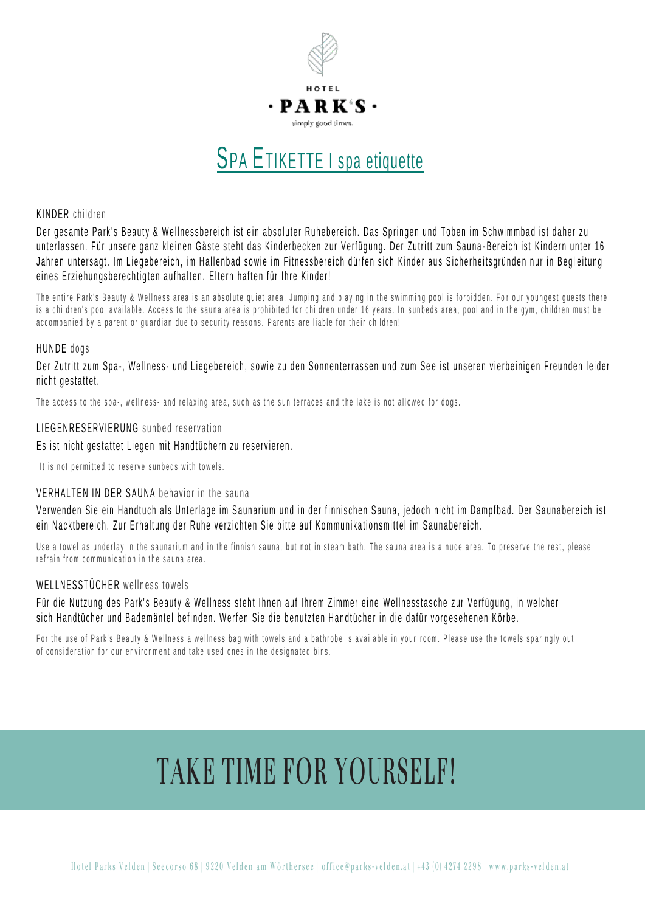HOTEL

· PARK'S ·

simply good times.

# SPA ETIKETTE I spa etiquette

KINDER children

Der gesamte Park's Beauty & Wellnessbereich ist ein absoluter Ruhebereich. Das Springen und Toben im Schwimmbad ist daher zu unterlassen. Für unsere ganz kleinen Gäste steht das Kinderbecken zur Verfügung. Der Zutritt zum Sauna-Bereich ist Kindern unter 16 Jahren untersagt. Im Liegebereich, im Hallenbad sowie im Fitnessbereich dürfen sich Kinder aus Sicherheitsgründen nur in Begleitung eines Erziehungsberechtigten aufhalten. Eltern haften für Ihre Kinder!

The entire Park's Beauty & Wellness area is an absolute quiet area. Jumping and playing in the swimming pool is forbidden. For our youngest guests there is a children's pool available. Access to the sauna area is prohibited for children under 16 years. In sunbeds area, pool and in the gym, children must be accompanied by a parent or guardian due to security reasons. Parents are liable for their children!

HUNDE dogs

Der Zutritt zum Spa-, Wellness- und Liegebereich, sowie zu den Sonnenterrassen und zum See ist unseren vierbeinigen Freunden leider nicht gestattet.

The access to the spa-, wellness- and relaxing area, such as the sun terraces and the lake is not allowed for dogs.

LIEGENRESERVIERUNG sunbed reservation

Es ist nicht gestattet Liegen mit Handtüchern zu reservieren.

It is not permitted to reserve sunbeds with towels.

VERHALTEN IN DER SAUNA behavior in the sauna

Verwenden Sie ein Handtuch als Unterlage im Saunarium und in der finnischen Sauna, jedoch nicht im Dampfbad. Der Saunabereich ist ein Nacktbereich. Zur Erhaltung der Ruhe verzichten Sie bitte auf Kommunikationsmittel im Saunabereich.

Use a towel as underlay in the saunarium and in the finnish sauna, but not in steam bath. The sauna area is a nude area. To preserve the rest, please refrain from communication in the sauna area.

WELLNESSTÜCHER wellness towels

Für die Nutzung des Park's Beauty & Wellness steht Ihnen auf Ihrem Zimmer eine Wellnesstasche zur Verfügung, in welcher sich Handtücher und Bademäntel befinden. Werfen Sie die benutzten Handtücher in die dafür vorgesehenen Körbe.

For the use of Park's Beauty & Wellness a wellness bag with towels and a bathrobe is available in your room. Please use the towels sparingly out of consideration for our environment and take used ones in the designated bins.

# TAKE TIME FOR YOURSELF!

Hotel Parks Velden | Seecorso 68 | 9220 Velden am Wörthersee | office@parks-velden.at | +43 (0) 4274 2298 | www.parks-velden.at